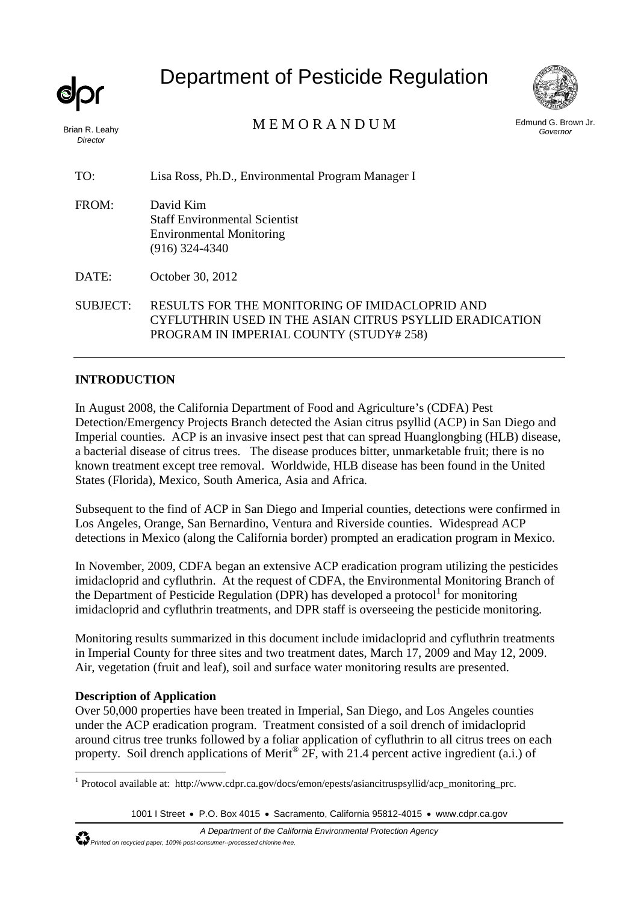# Department of Pesticide Regulation

Brian R. Leahy
*Director*

## M E M O R A N D U M

Edmund G. Brown Jr.
*Governor*

TO: Lisa Ross, Ph.D., Environmental Program Manager I

FROM: David Kim
Staff Environmental Scientist
Environmental Monitoring
(916) 324-4340

DATE: October 30, 2012

SUBJECT: RESULTS FOR THE MONITORING OF IMIDACLOPRID AND CYFLUTHRIN USED IN THE ASIAN CITRUS PSYLLID ERADICATION PROGRAM IN IMPERIAL COUNTY (STUDY# 258)

---

**INTRODUCTION**

In August 2008, the California Department of Food and Agriculture's (CDFA) Pest Detection/Emergency Projects Branch detected the Asian citrus psyllid (ACP) in San Diego and Imperial counties. ACP is an invasive insect pest that can spread Huanglongbing (HLB) disease, a bacterial disease of citrus trees. The disease produces bitter, unmarketable fruit; there is no known treatment except tree removal. Worldwide, HLB disease has been found in the United States (Florida), Mexico, South America, Asia and Africa.

Subsequent to the find of ACP in San Diego and Imperial counties, detections were confirmed in Los Angeles, Orange, San Bernardino, Ventura and Riverside counties. Widespread ACP detections in Mexico (along the California border) prompted an eradication program in Mexico.

In November, 2009, CDFA began an extensive ACP eradication program utilizing the pesticides imidacloprid and cyfluthrin. At the request of CDFA, the Environmental Monitoring Branch of the Department of Pesticide Regulation (DPR) has developed a protocol[1] for monitoring imidacloprid and cyfluthrin treatments, and DPR staff is overseeing the pesticide monitoring.

Monitoring results summarized in this document include imidacloprid and cyfluthrin treatments in Imperial County for three sites and two treatment dates, March 17, 2009 and May 12, 2009. Air, vegetation (fruit and leaf), soil and surface water monitoring results are presented.

**Description of Application**

Over 50,000 properties have been treated in Imperial, San Diego, and Los Angeles counties under the ACP eradication program. Treatment consisted of a soil drench of imidacloprid around citrus tree trunks followed by a foliar application of cyfluthrin to all citrus trees on each property. Soil drench applications of Merit® 2F, with 21.4 percent active ingredient (a.i.) of

---

[1] Protocol available at: http://www.cdpr.ca.gov/docs/emon/epests/asiancitruspsyllid/acp_monitoring_prc.

1001 I Street • P.O. Box 4015 • Sacramento, California 95812-4015 • www.cdpr.ca.gov

*A Department of the California Environmental Protection Agency*

*Printed on recycled paper, 100% post-consumer--processed chlorine-free.*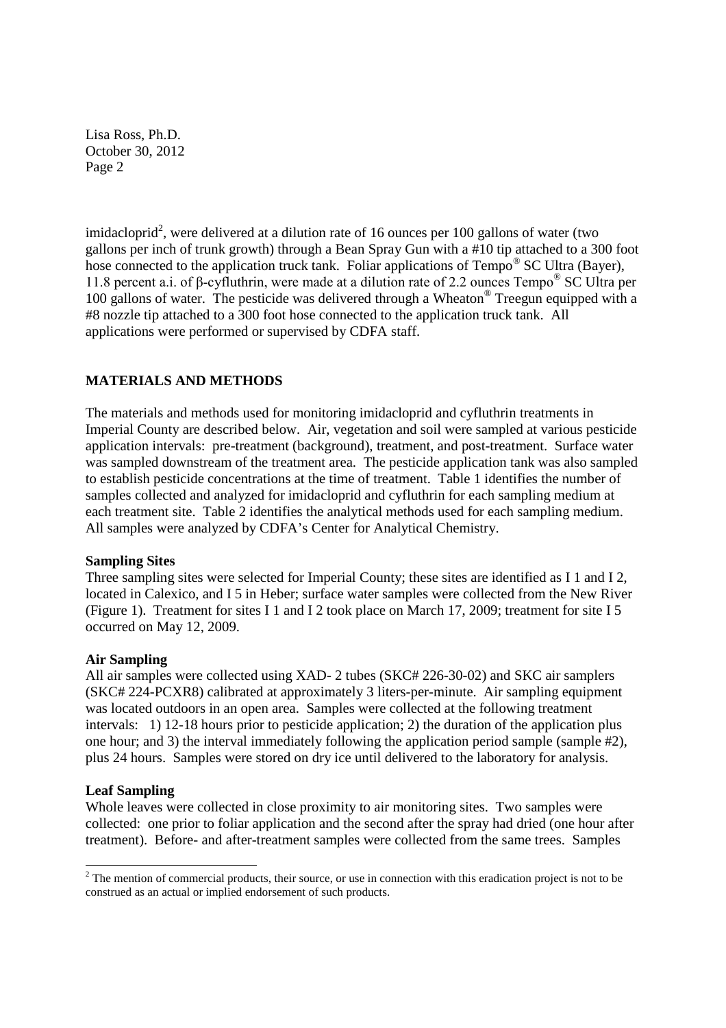imidacloprid[2], were delivered at a dilution rate of 16 ounces per 100 gallons of water (two gallons per inch of trunk growth) through a Bean Spray Gun with a #10 tip attached to a 300 foot hose connected to the application truck tank. Foliar applications of Tempo® SC Ultra (Bayer), 11.8 percent a.i. of β-cyfluthrin, were made at a dilution rate of 2.2 ounces Tempo® SC Ultra per 100 gallons of water. The pesticide was delivered through a Wheaton® Treegun equipped with a #8 nozzle tip attached to a 300 foot hose connected to the application truck tank. All applications were performed or supervised by CDFA staff.

## MATERIALS AND METHODS

The materials and methods used for monitoring imidacloprid and cyfluthrin treatments in Imperial County are described below. Air, vegetation and soil were sampled at various pesticide application intervals: pre-treatment (background), treatment, and post-treatment. Surface water was sampled downstream of the treatment area. The pesticide application tank was also sampled to establish pesticide concentrations at the time of treatment. Table 1 identifies the number of samples collected and analyzed for imidacloprid and cyfluthrin for each sampling medium at each treatment site. Table 2 identifies the analytical methods used for each sampling medium. All samples were analyzed by CDFA's Center for Analytical Chemistry.

### Sampling Sites

Three sampling sites were selected for Imperial County; these sites are identified as I 1 and I 2, located in Calexico, and I 5 in Heber; surface water samples were collected from the New River (Figure 1). Treatment for sites I 1 and I 2 took place on March 17, 2009; treatment for site I 5 occurred on May 12, 2009.

### Air Sampling

All air samples were collected using XAD- 2 tubes (SKC# 226-30-02) and SKC air samplers (SKC# 224-PCXR8) calibrated at approximately 3 liters-per-minute. Air sampling equipment was located outdoors in an open area. Samples were collected at the following treatment intervals: 1) 12-18 hours prior to pesticide application; 2) the duration of the application plus one hour; and 3) the interval immediately following the application period sample (sample #2), plus 24 hours. Samples were stored on dry ice until delivered to the laboratory for analysis.

### Leaf Sampling

Whole leaves were collected in close proximity to air monitoring sites. Two samples were collected: one prior to foliar application and the second after the spray had dried (one hour after treatment). Before- and after-treatment samples were collected from the same trees. Samples

[2] The mention of commercial products, their source, or use in connection with this eradication project is not to be construed as an actual or implied endorsement of such products.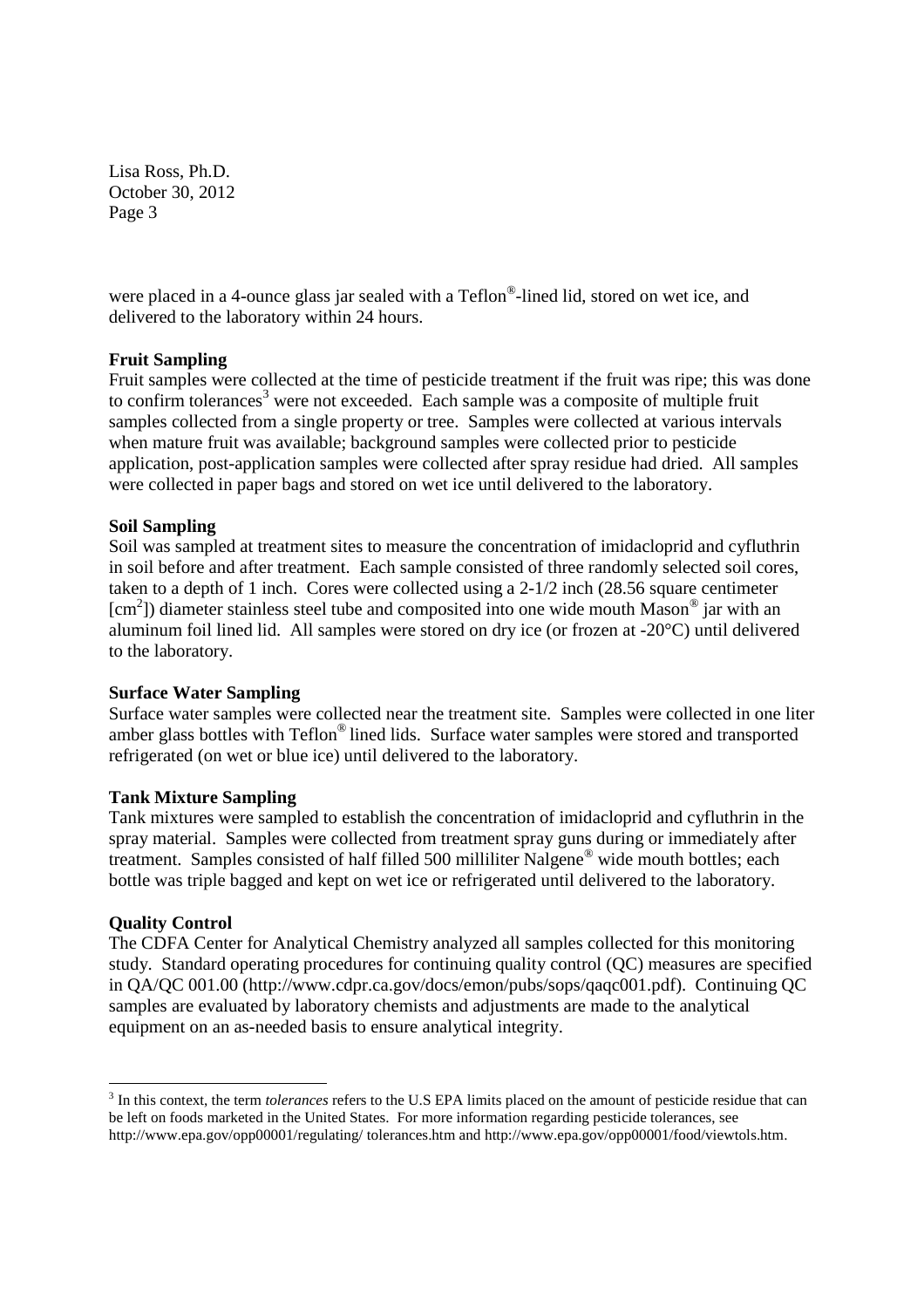were placed in a 4-ounce glass jar sealed with a Teflon®-lined lid, stored on wet ice, and delivered to the laboratory within 24 hours.

**Fruit Sampling**

Fruit samples were collected at the time of pesticide treatment if the fruit was ripe; this was done to confirm tolerances[3] were not exceeded. Each sample was a composite of multiple fruit samples collected from a single property or tree. Samples were collected at various intervals when mature fruit was available; background samples were collected prior to pesticide application, post-application samples were collected after spray residue had dried. All samples were collected in paper bags and stored on wet ice until delivered to the laboratory.

**Soil Sampling**

Soil was sampled at treatment sites to measure the concentration of imidacloprid and cyfluthrin in soil before and after treatment. Each sample consisted of three randomly selected soil cores, taken to a depth of 1 inch. Cores were collected using a 2-1/2 inch (28.56 square centimeter [$cm^2$]) diameter stainless steel tube and composited into one wide mouth Mason® jar with an aluminum foil lined lid. All samples were stored on dry ice (or frozen at -20°C) until delivered to the laboratory.

**Surface Water Sampling**

Surface water samples were collected near the treatment site. Samples were collected in one liter amber glass bottles with Teflon® lined lids. Surface water samples were stored and transported refrigerated (on wet or blue ice) until delivered to the laboratory.

**Tank Mixture Sampling**

Tank mixtures were sampled to establish the concentration of imidacloprid and cyfluthrin in the spray material. Samples were collected from treatment spray guns during or immediately after treatment. Samples consisted of half filled 500 milliliter Nalgene® wide mouth bottles; each bottle was triple bagged and kept on wet ice or refrigerated until delivered to the laboratory.

**Quality Control**

The CDFA Center for Analytical Chemistry analyzed all samples collected for this monitoring study. Standard operating procedures for continuing quality control (QC) measures are specified in QA/QC 001.00 (http://www.cdpr.ca.gov/docs/emon/pubs/sops/qaqc001.pdf). Continuing QC samples are evaluated by laboratory chemists and adjustments are made to the analytical equipment on an as-needed basis to ensure analytical integrity.

---

[3] In this context, the term *tolerances* refers to the U.S EPA limits placed on the amount of pesticide residue that can be left on foods marketed in the United States. For more information regarding pesticide tolerances, see http://www.epa.gov/opp00001/regulating/ tolerances.htm and http://www.epa.gov/opp00001/food/viewtols.htm.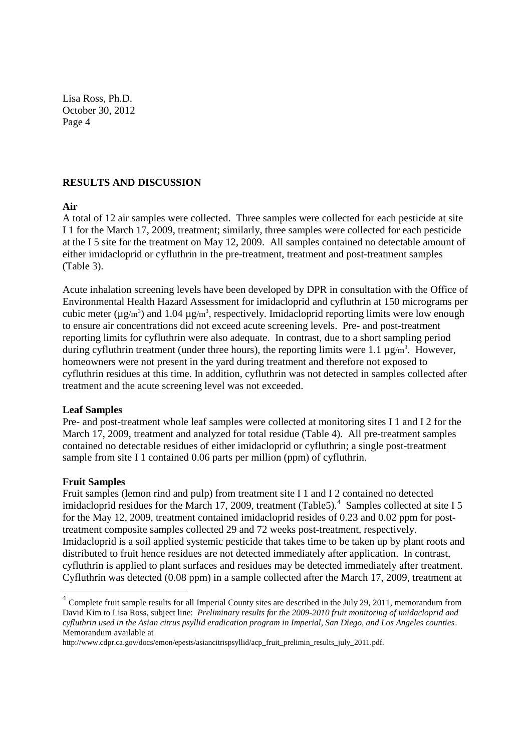## RESULTS AND DISCUSSION

### Air

A total of 12 air samples were collected. Three samples were collected for each pesticide at site I 1 for the March 17, 2009, treatment; similarly, three samples were collected for each pesticide at the I 5 site for the treatment on May 12, 2009. All samples contained no detectable amount of either imidacloprid or cyfluthrin in the pre-treatment, treatment and post-treatment samples (Table 3).

Acute inhalation screening levels have been developed by DPR in consultation with the Office of Environmental Health Hazard Assessment for imidacloprid and cyfluthrin at 150 micrograms per cubic meter ($\mu g/m^3$) and 1.04 $\mu g/m^3$, respectively. Imidacloprid reporting limits were low enough to ensure air concentrations did not exceed acute screening levels. Pre- and post-treatment reporting limits for cyfluthrin were also adequate. In contrast, due to a short sampling period during cyfluthrin treatment (under three hours), the reporting limits were 1.1 $\mu g/m^3$. However, homeowners were not present in the yard during treatment and therefore not exposed to cyfluthrin residues at this time. In addition, cyfluthrin was not detected in samples collected after treatment and the acute screening level was not exceeded.

### Leaf Samples

Pre- and post-treatment whole leaf samples were collected at monitoring sites I 1 and I 2 for the March 17, 2009, treatment and analyzed for total residue (Table 4). All pre-treatment samples contained no detectable residues of either imidacloprid or cyfluthrin; a single post-treatment sample from site I 1 contained 0.06 parts per million (ppm) of cyfluthrin.

### Fruit Samples

Fruit samples (lemon rind and pulp) from treatment site I 1 and I 2 contained no detected imidacloprid residues for the March 17, 2009, treatment (Table5).[4] Samples collected at site I 5 for the May 12, 2009, treatment contained imidacloprid resides of 0.23 and 0.02 ppm for post-treatment composite samples collected 29 and 72 weeks post-treatment, respectively. Imidacloprid is a soil applied systemic pesticide that takes time to be taken up by plant roots and distributed to fruit hence residues are not detected immediately after application. In contrast, cyfluthrin is applied to plant surfaces and residues may be detected immediately after treatment. Cyfluthrin was detected (0.08 ppm) in a sample collected after the March 17, 2009, treatment at

[4] Complete fruit sample results for all Imperial County sites are described in the July 29, 2011, memorandum from David Kim to Lisa Ross, subject line: *Preliminary results for the 2009-2010 fruit monitoring of imidacloprid and cyfluthrin used in the Asian citrus psyllid eradication program in Imperial, San Diego, and Los Angeles counties*. Memorandum available at http://www.cdpr.ca.gov/docs/emon/epests/asiancitrispsyllid/acp_fruit_prelimin_results_july_2011.pdf.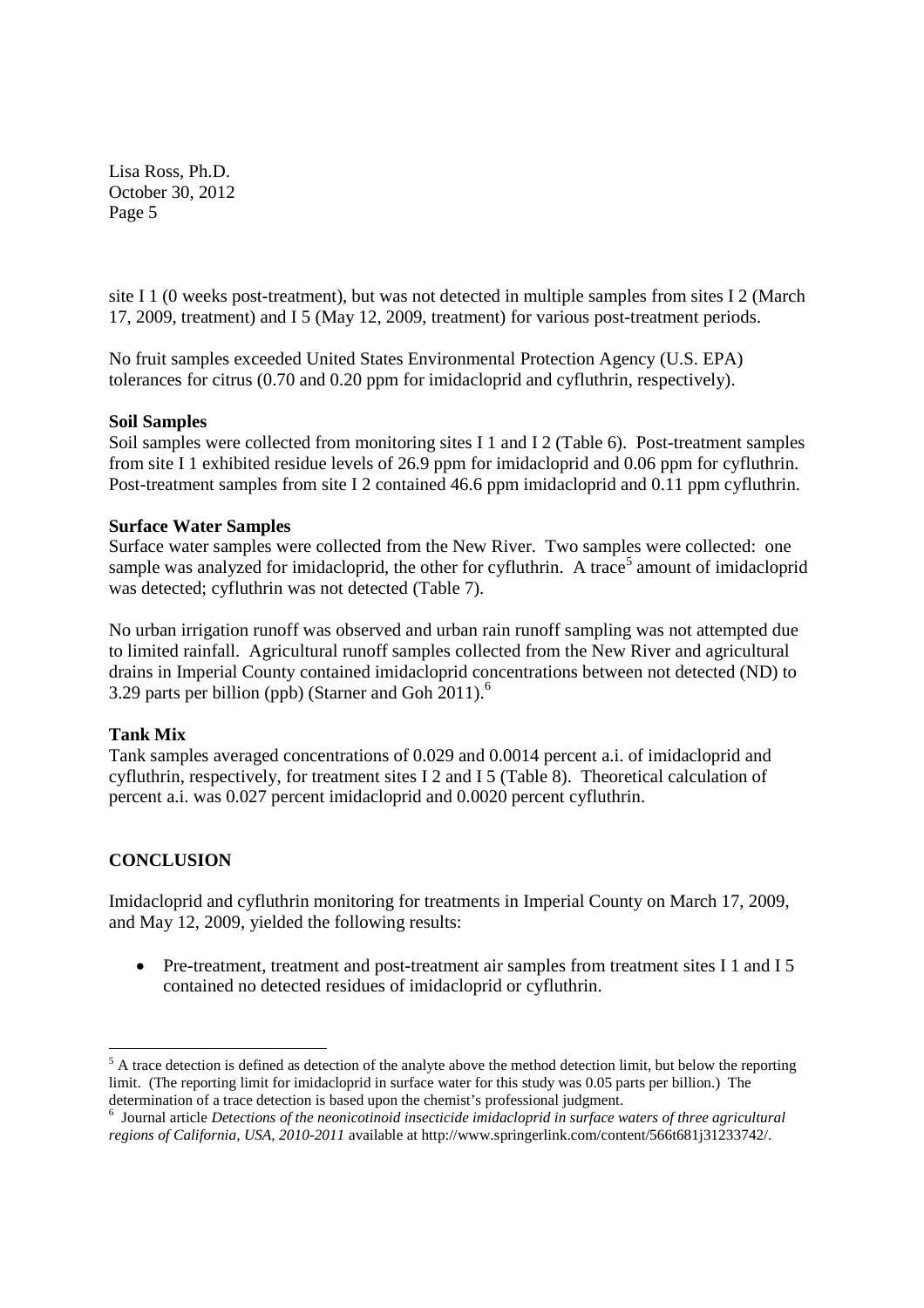site I 1 (0 weeks post-treatment), but was not detected in multiple samples from sites I 2 (March 17, 2009, treatment) and I 5 (May 12, 2009, treatment) for various post-treatment periods.

No fruit samples exceeded United States Environmental Protection Agency (U.S. EPA) tolerances for citrus (0.70 and 0.20 ppm for imidacloprid and cyfluthrin, respectively).

**Soil Samples**

Soil samples were collected from monitoring sites I 1 and I 2 (Table 6). Post-treatment samples from site I 1 exhibited residue levels of 26.9 ppm for imidacloprid and 0.06 ppm for cyfluthrin. Post-treatment samples from site I 2 contained 46.6 ppm imidacloprid and 0.11 ppm cyfluthrin.

**Surface Water Samples**

Surface water samples were collected from the New River. Two samples were collected: one sample was analyzed for imidacloprid, the other for cyfluthrin. A trace[5] amount of imidacloprid was detected; cyfluthrin was not detected (Table 7).

No urban irrigation runoff was observed and urban rain runoff sampling was not attempted due to limited rainfall. Agricultural runoff samples collected from the New River and agricultural drains in Imperial County contained imidacloprid concentrations between not detected (ND) to 3.29 parts per billion (ppb) (Starner and Goh 2011).[6]

**Tank Mix**

Tank samples averaged concentrations of 0.029 and 0.0014 percent a.i. of imidacloprid and cyfluthrin, respectively, for treatment sites I 2 and I 5 (Table 8). Theoretical calculation of percent a.i. was 0.027 percent imidacloprid and 0.0020 percent cyfluthrin.

## CONCLUSION

Imidacloprid and cyfluthrin monitoring for treatments in Imperial County on March 17, 2009, and May 12, 2009, yielded the following results:

- Pre-treatment, treatment and post-treatment air samples from treatment sites I 1 and I 5 contained no detected residues of imidacloprid or cyfluthrin.

---

[5] A trace detection is defined as detection of the analyte above the method detection limit, but below the reporting limit. (The reporting limit for imidacloprid in surface water for this study was 0.05 parts per billion.) The determination of a trace detection is based upon the chemist's professional judgment.

[6] Journal article *Detections of the neonicotinoid insecticide imidacloprid in surface waters of three agricultural regions of California, USA, 2010-2011* available at http://www.springerlink.com/content/566t681j31233742/.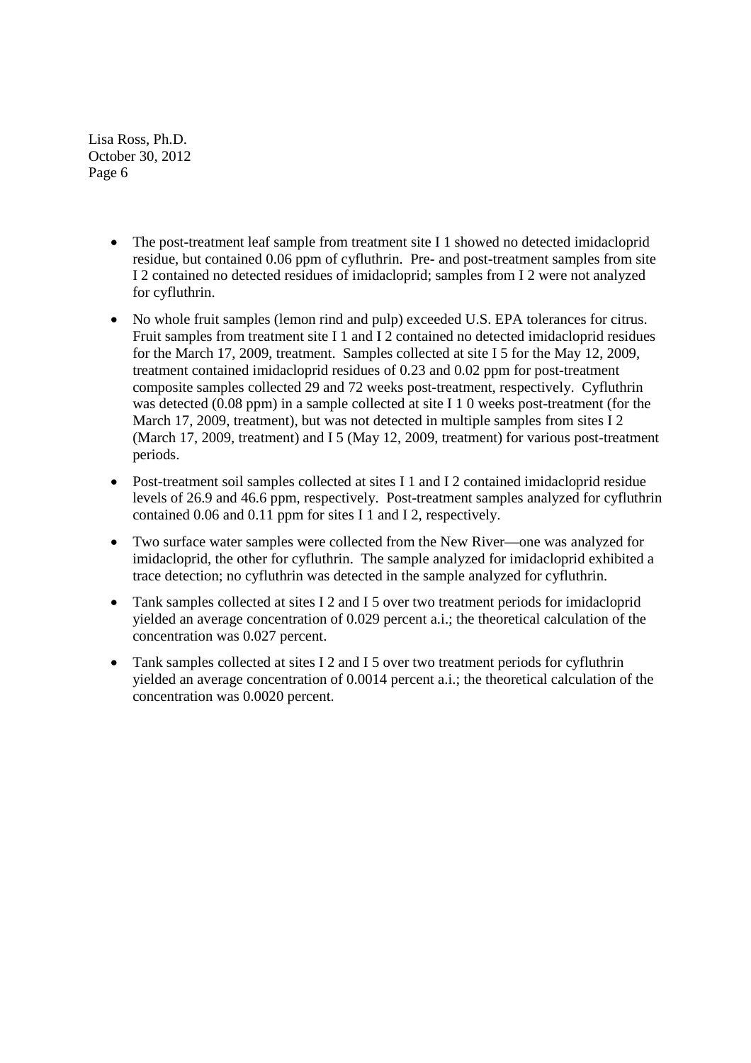- The post-treatment leaf sample from treatment site I 1 showed no detected imidacloprid residue, but contained 0.06 ppm of cyfluthrin. Pre- and post-treatment samples from site I 2 contained no detected residues of imidacloprid; samples from I 2 were not analyzed for cyfluthrin.
- No whole fruit samples (lemon rind and pulp) exceeded U.S. EPA tolerances for citrus. Fruit samples from treatment site I 1 and I 2 contained no detected imidacloprid residues for the March 17, 2009, treatment. Samples collected at site I 5 for the May 12, 2009, treatment contained imidacloprid residues of 0.23 and 0.02 ppm for post-treatment composite samples collected 29 and 72 weeks post-treatment, respectively. Cyfluthrin was detected (0.08 ppm) in a sample collected at site I 1 0 weeks post-treatment (for the March 17, 2009, treatment), but was not detected in multiple samples from sites I 2 (March 17, 2009, treatment) and I 5 (May 12, 2009, treatment) for various post-treatment periods.
- Post-treatment soil samples collected at sites I 1 and I 2 contained imidacloprid residue levels of 26.9 and 46.6 ppm, respectively. Post-treatment samples analyzed for cyfluthrin contained 0.06 and 0.11 ppm for sites I 1 and I 2, respectively.
- Two surface water samples were collected from the New River—one was analyzed for imidacloprid, the other for cyfluthrin. The sample analyzed for imidacloprid exhibited a trace detection; no cyfluthrin was detected in the sample analyzed for cyfluthrin.
- Tank samples collected at sites I 2 and I 5 over two treatment periods for imidacloprid yielded an average concentration of 0.029 percent a.i.; the theoretical calculation of the concentration was 0.027 percent.
- Tank samples collected at sites I 2 and I 5 over two treatment periods for cyfluthrin yielded an average concentration of 0.0014 percent a.i.; the theoretical calculation of the concentration was 0.0020 percent.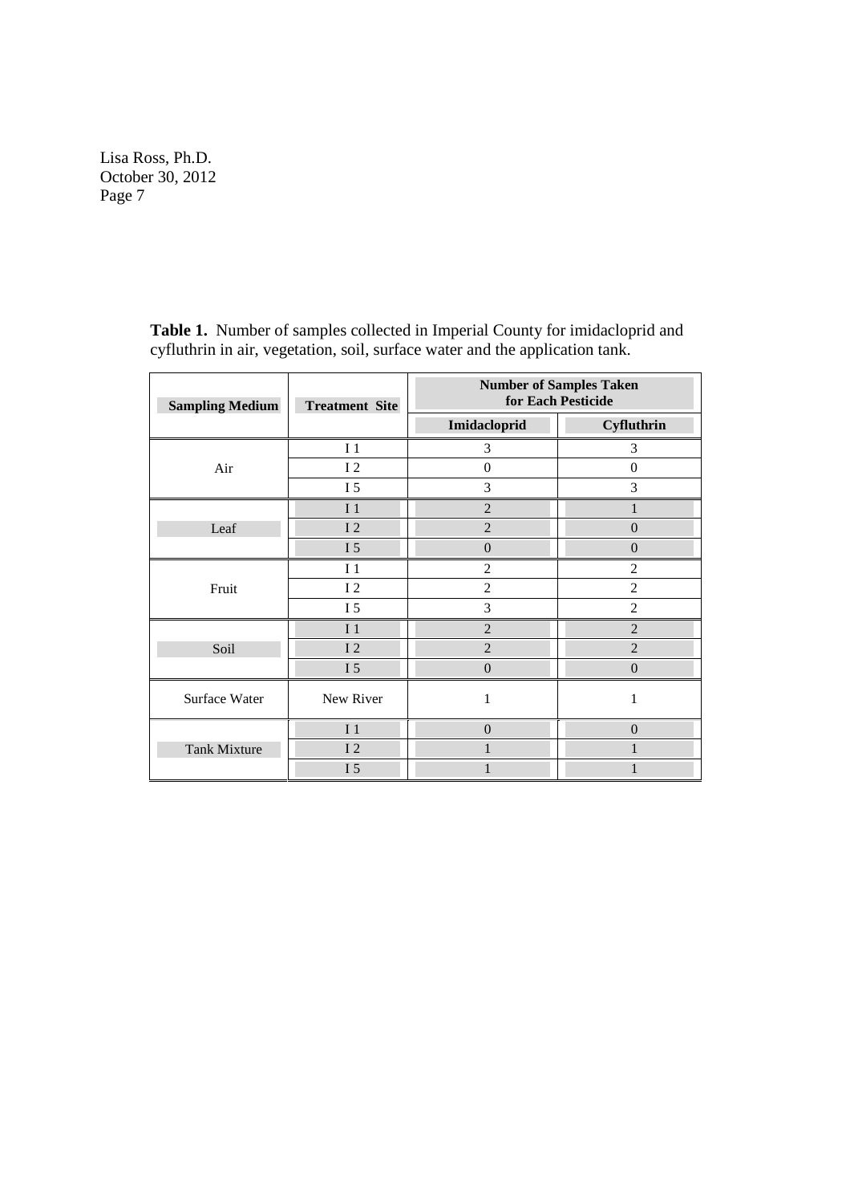**Table 1.** Number of samples collected in Imperial County for imidacloprid and cyfluthrin in air, vegetation, soil, surface water and the application tank.

| Sampling Medium | Treatment Site | Number of Samples Taken for Each Pesticide | |
|---|---|---|---|
| | | Imidacloprid | Cyfluthrin |
| Air | I 1 | 3 | 3 |
| | I 2 | 0 | 0 |
| | I 5 | 3 | 3 |
| Leaf | I 1 | 2 | 1 |
| | I 2 | 2 | 0 |
| | I 5 | 0 | 0 |
| Fruit | I 1 | 2 | 2 |
| | I 2 | 2 | 2 |
| | I 5 | 3 | 2 |
| Soil | I 1 | 2 | 2 |
| | I 2 | 2 | 2 |
| | I 5 | 0 | 0 |
| Surface Water | New River | 1 | 1 |
| Tank Mixture | I 1 | 0 | 0 |
| | I 2 | 1 | 1 |
| | I 5 | 1 | 1 |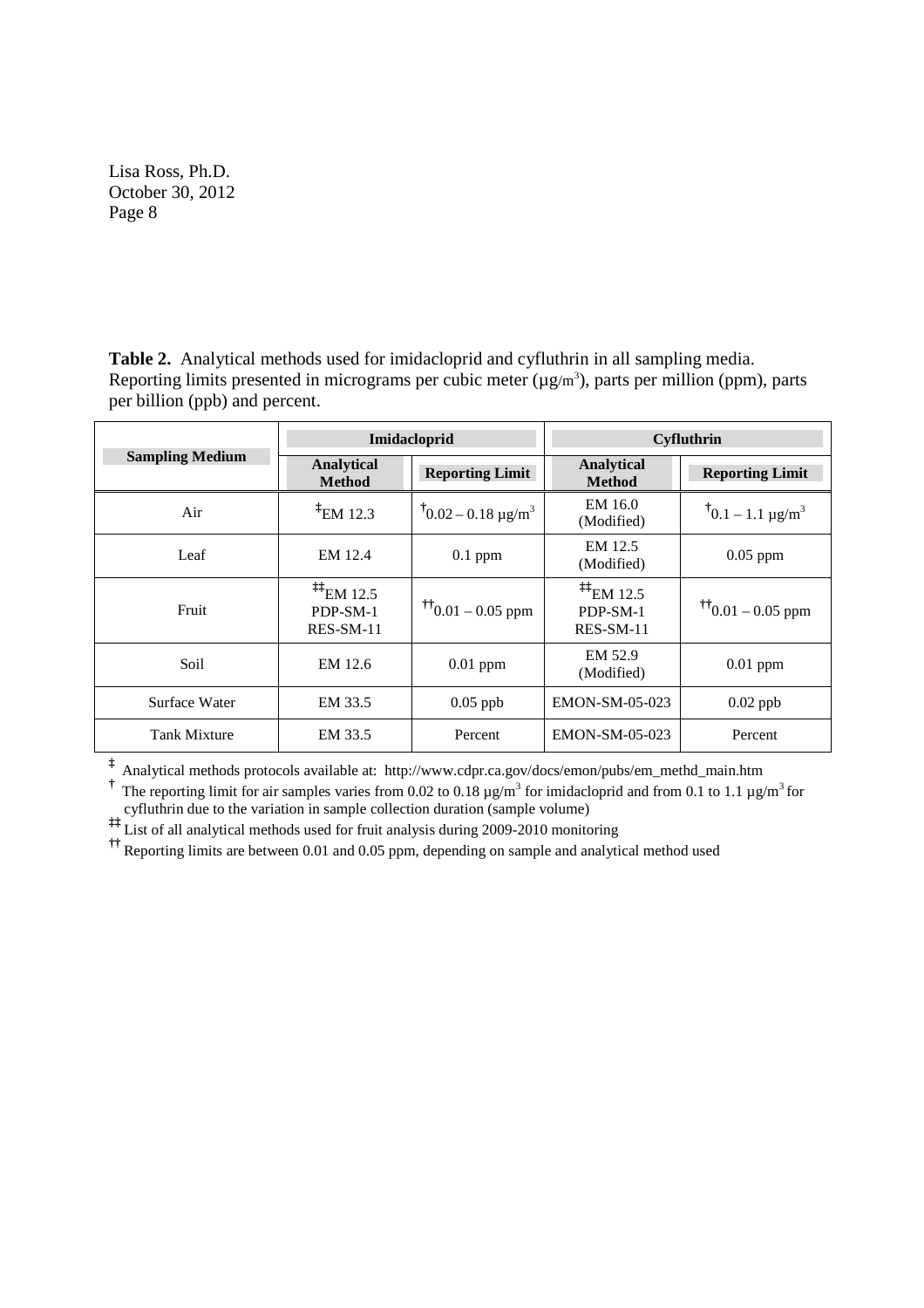**Table 2.** Analytical methods used for imidacloprid and cyfluthrin in all sampling media. Reporting limits presented in micrograms per cubic meter ($\mu g/m^3$), parts per million (ppm), parts per billion (ppb) and percent.

| Sampling Medium | Imidacloprid | | Cyfluthrin | |
|---|---|---|---|---|
| | **Analytical Method** | **Reporting Limit** | **Analytical Method** | **Reporting Limit** |
| Air | ‡EM 12.3 | †0.02 – 0.18 $\mu g/m^3$ | EM 16.0 (Modified) | †0.1 – 1.1 $\mu g/m^3$ |
| Leaf | EM 12.4 | 0.1 ppm | EM 12.5 (Modified) | 0.05 ppm |
| Fruit | ‡‡EM 12.5 PDP-SM-1 RES-SM-11 | ††0.01 – 0.05 ppm | ‡‡EM 12.5 PDP-SM-1 RES-SM-11 | ††0.01 – 0.05 ppm |
| Soil | EM 12.6 | 0.01 ppm | EM 52.9 (Modified) | 0.01 ppm |
| Surface Water | EM 33.5 | 0.05 ppb | EMON-SM-05-023 | 0.02 ppb |
| Tank Mixture | EM 33.5 | Percent | EMON-SM-05-023 | Percent |

‡ Analytical methods protocols available at: http://www.cdpr.ca.gov/docs/emon/pubs/em_methd_main.htm

† The reporting limit for air samples varies from 0.02 to 0.18 $\mu g/m^3$ for imidacloprid and from 0.1 to 1.1 $\mu g/m^3$ for cyfluthrin due to the variation in sample collection duration (sample volume)

‡‡ List of all analytical methods used for fruit analysis during 2009-2010 monitoring

†† Reporting limits are between 0.01 and 0.05 ppm, depending on sample and analytical method used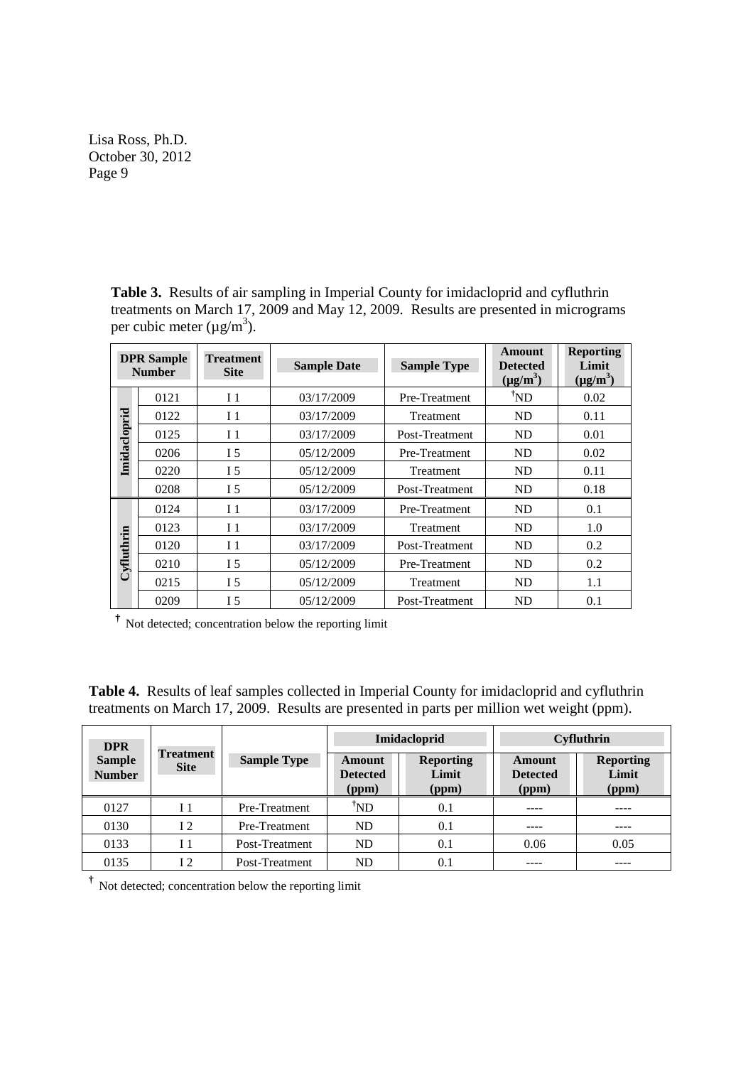**Table 3.** Results of air sampling in Imperial County for imidacloprid and cyfluthrin treatments on March 17, 2009 and May 12, 2009. Results are presented in micrograms per cubic meter (µg/m[3]).

| | DPR Sample Number | Treatment Site | Sample Date | Sample Type | Amount Detected (µg/m[3]) | Reporting Limit (µg/m[3]) |
|---|---|---|---|---|---|---|
| Imidacloprid | 0121 | I 1 | 03/17/2009 | Pre-Treatment | †ND | 0.02 |
| | 0122 | I 1 | 03/17/2009 | Treatment | ND | 0.11 |
| | 0125 | I 1 | 03/17/2009 | Post-Treatment | ND | 0.01 |
| | 0206 | I 5 | 05/12/2009 | Pre-Treatment | ND | 0.02 |
| | 0220 | I 5 | 05/12/2009 | Treatment | ND | 0.11 |
| | 0208 | I 5 | 05/12/2009 | Post-Treatment | ND | 0.18 |
| Cyfluthrin | 0124 | I 1 | 03/17/2009 | Pre-Treatment | ND | 0.1 |
| | 0123 | I 1 | 03/17/2009 | Treatment | ND | 1.0 |
| | 0120 | I 1 | 03/17/2009 | Post-Treatment | ND | 0.2 |
| | 0210 | I 5 | 05/12/2009 | Pre-Treatment | ND | 0.2 |
| | 0215 | I 5 | 05/12/2009 | Treatment | ND | 1.1 |
| | 0209 | I 5 | 05/12/2009 | Post-Treatment | ND | 0.1 |

† Not detected; concentration below the reporting limit

**Table 4.** Results of leaf samples collected in Imperial County for imidacloprid and cyfluthrin treatments on March 17, 2009. Results are presented in parts per million wet weight (ppm).

| DPR Sample Number | Treatment Site | Sample Type | Imidacloprid | | Cyfluthrin | |
|---|---|---|---|---|---|---|
| | | | Amount Detected (ppm) | Reporting Limit (ppm) | Amount Detected (ppm) | Reporting Limit (ppm) |
| 0127 | I 1 | Pre-Treatment | †ND | 0.1 | ---- | ---- |
| 0130 | I 2 | Pre-Treatment | ND | 0.1 | ---- | ---- |
| 0133 | I 1 | Post-Treatment | ND | 0.1 | 0.06 | 0.05 |
| 0135 | I 2 | Post-Treatment | ND | 0.1 | ---- | ---- |

† Not detected; concentration below the reporting limit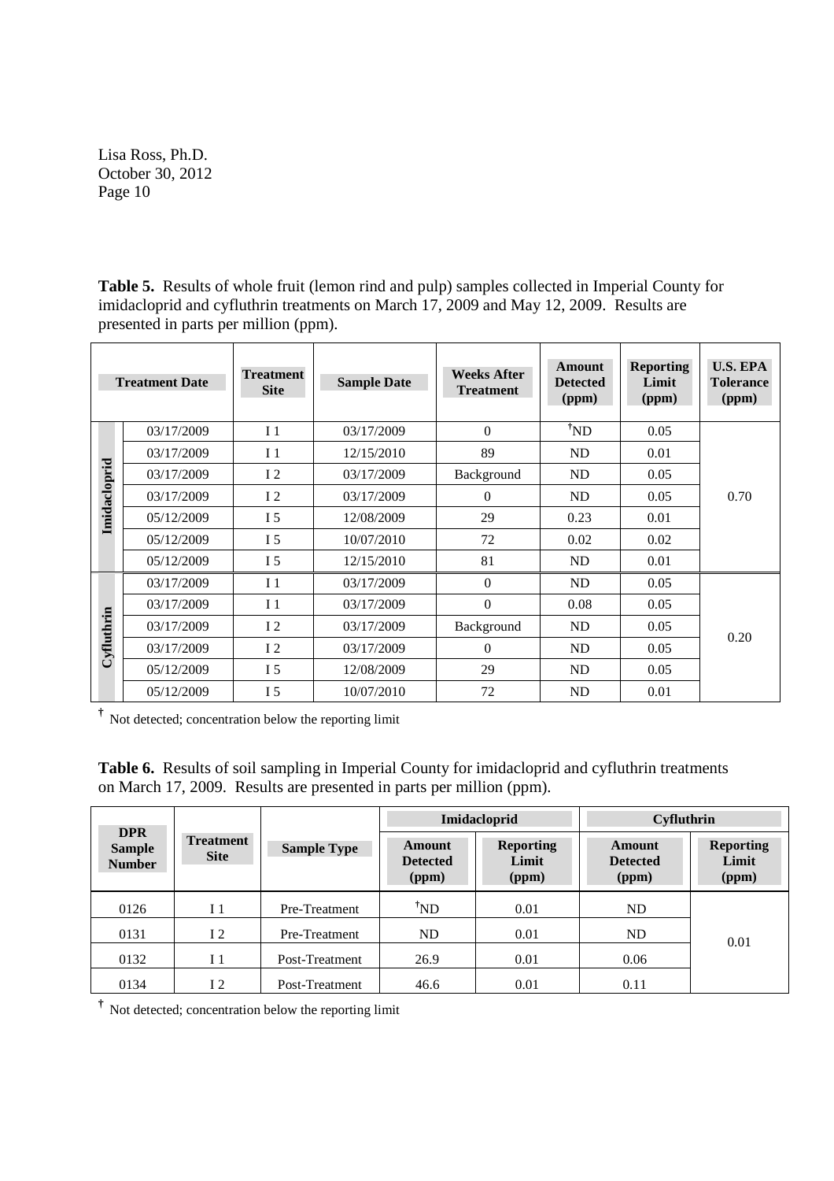Lisa Ross, Ph.D.
October 30, 2012
Page 10

**Table 5.** Results of whole fruit (lemon rind and pulp) samples collected in Imperial County for imidacloprid and cyfluthrin treatments on March 17, 2009 and May 12, 2009. Results are presented in parts per million (ppm).

| | Treatment Date | Treatment Site | Sample Date | Weeks After Treatment | Amount Detected (ppm) | Reporting Limit (ppm) | U.S. EPA Tolerance (ppm) |
|---|---|---|---|---|---|---|---|
| Imidacloprid | 03/17/2009 | I 1 | 03/17/2009 | 0 | †ND | 0.05 | 0.70 |
| | 03/17/2009 | I 1 | 12/15/2010 | 89 | ND | 0.01 | |
| | 03/17/2009 | I 2 | 03/17/2009 | Background | ND | 0.05 | |
| | 03/17/2009 | I 2 | 03/17/2009 | 0 | ND | 0.05 | |
| | 05/12/2009 | I 5 | 12/08/2009 | 29 | 0.23 | 0.01 | |
| | 05/12/2009 | I 5 | 10/07/2010 | 72 | 0.02 | 0.02 | |
| | 05/12/2009 | I 5 | 12/15/2010 | 81 | ND | 0.01 | |
| Cyfluthrin | 03/17/2009 | I 1 | 03/17/2009 | 0 | ND | 0.05 | 0.20 |
| | 03/17/2009 | I 1 | 03/17/2009 | 0 | 0.08 | 0.05 | |
| | 03/17/2009 | I 2 | 03/17/2009 | Background | ND | 0.05 | |
| | 03/17/2009 | I 2 | 03/17/2009 | 0 | ND | 0.05 | |
| | 05/12/2009 | I 5 | 12/08/2009 | 29 | ND | 0.05 | |
| | 05/12/2009 | I 5 | 10/07/2010 | 72 | ND | 0.01 | |

† Not detected; concentration below the reporting limit

**Table 6.** Results of soil sampling in Imperial County for imidacloprid and cyfluthrin treatments on March 17, 2009. Results are presented in parts per million (ppm).

| DPR Sample Number | Treatment Site | Sample Type | Imidacloprid | | Cyfluthrin | |
|---|---|---|---|---|---|---|
| | | | Amount Detected (ppm) | Reporting Limit (ppm) | Amount Detected (ppm) | Reporting Limit (ppm) |
| 0126 | I 1 | Pre-Treatment | †ND | 0.01 | ND | 0.01 |
| 0131 | I 2 | Pre-Treatment | ND | 0.01 | ND | |
| 0132 | I 1 | Post-Treatment | 26.9 | 0.01 | 0.06 | |
| 0134 | I 2 | Post-Treatment | 46.6 | 0.01 | 0.11 | |

† Not detected; concentration below the reporting limit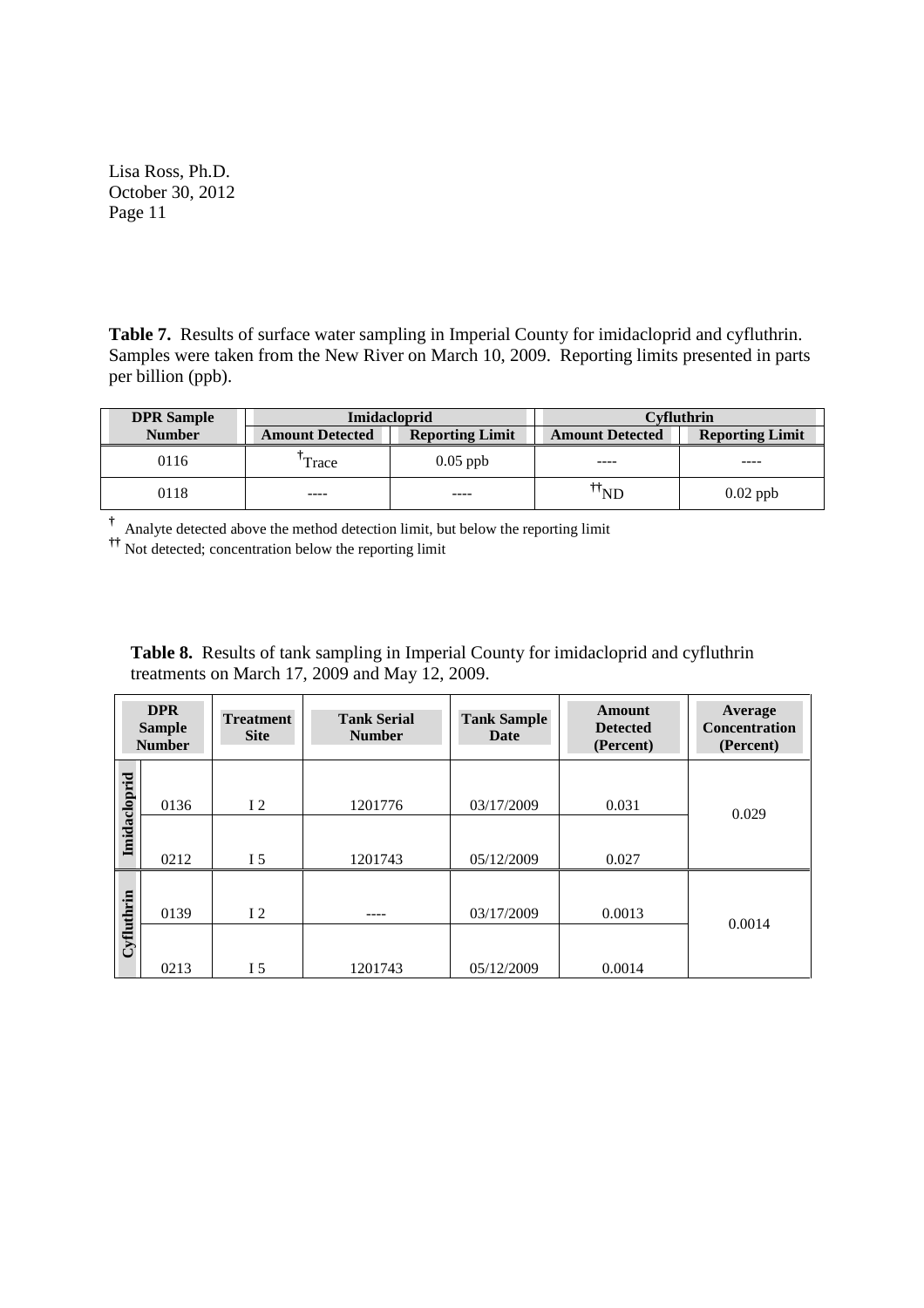**Table 7.** Results of surface water sampling in Imperial County for imidacloprid and cyfluthrin. Samples were taken from the New River on March 10, 2009. Reporting limits presented in parts per billion (ppb).

| DPR Sample Number | Imidacloprid | | Cyfluthrin | |
|---|---|---|---|---|
| | Amount Detected | Reporting Limit | Amount Detected | Reporting Limit |
| 0116 | †Trace | 0.05 ppb | ---- | ---- |
| 0118 | ---- | ---- | ††ND | 0.02 ppb |

† Analyte detected above the method detection limit, but below the reporting limit
†† Not detected; concentration below the reporting limit

**Table 8.** Results of tank sampling in Imperial County for imidacloprid and cyfluthrin treatments on March 17, 2009 and May 12, 2009.

| | DPR Sample Number | Treatment Site | Tank Serial Number | Tank Sample Date | Amount Detected (Percent) | Average Concentration (Percent) |
|---|---|---|---|---|---|---|
| Imidacloprid | 0136 | I 2 | 1201776 | 03/17/2009 | 0.031 | 0.029 |
| | 0212 | I 5 | 1201743 | 05/12/2009 | 0.027 | |
| Cyfluthrin | 0139 | I 2 | ---- | 03/17/2009 | 0.0013 | 0.0014 |
| | 0213 | I 5 | 1201743 | 05/12/2009 | 0.0014 | |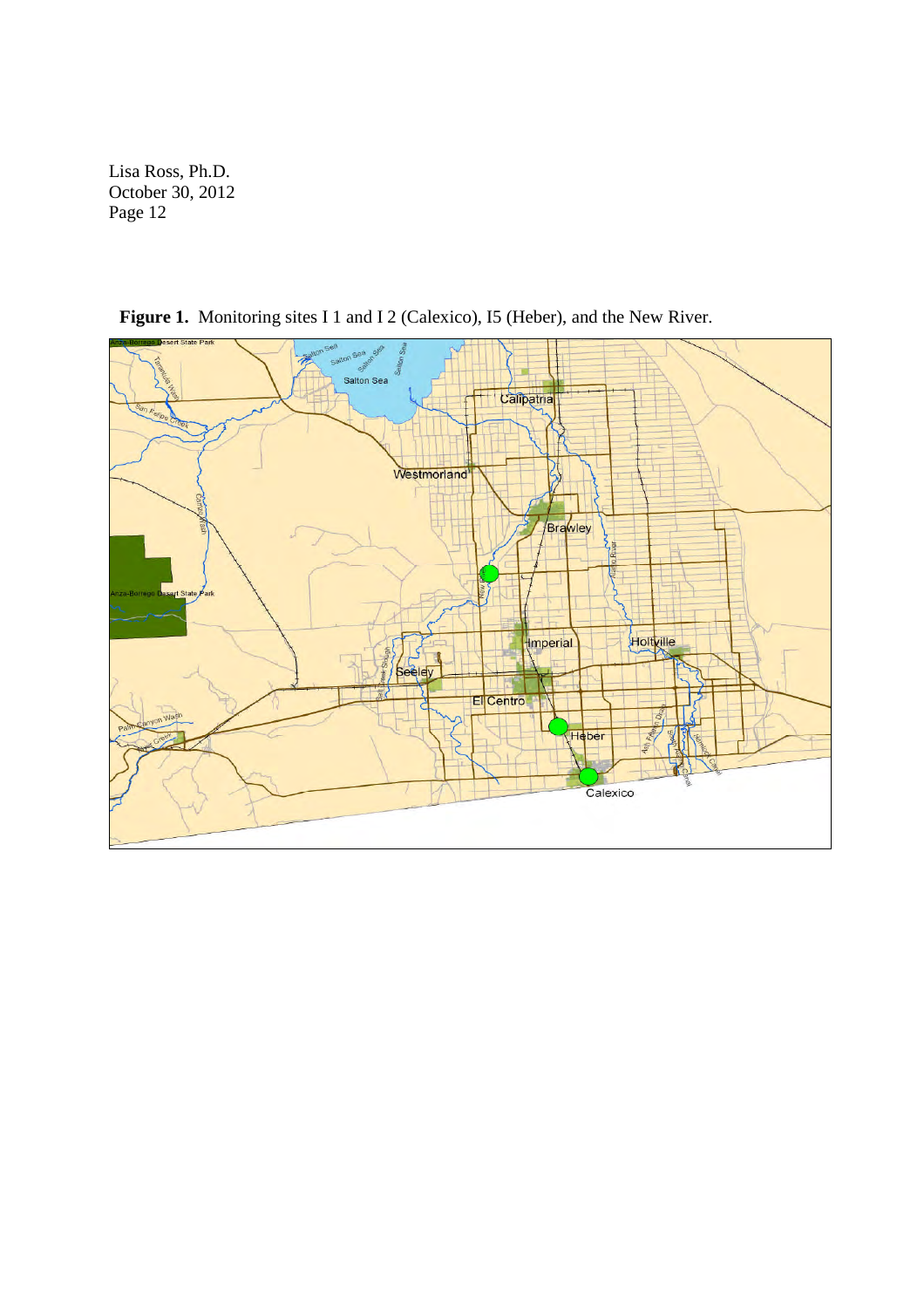**Figure 1.** Monitoring sites I 1 and I 2 (Calexico), I5 (Heber), and the New River.

Anza-Borrego Desert State Park

Salton Sea

Calipatria

Westmorland

Brawley

Anza-Borrego Desert State Park

Imperial

Holtville

Seeley

El Centro

Heber

Calexico